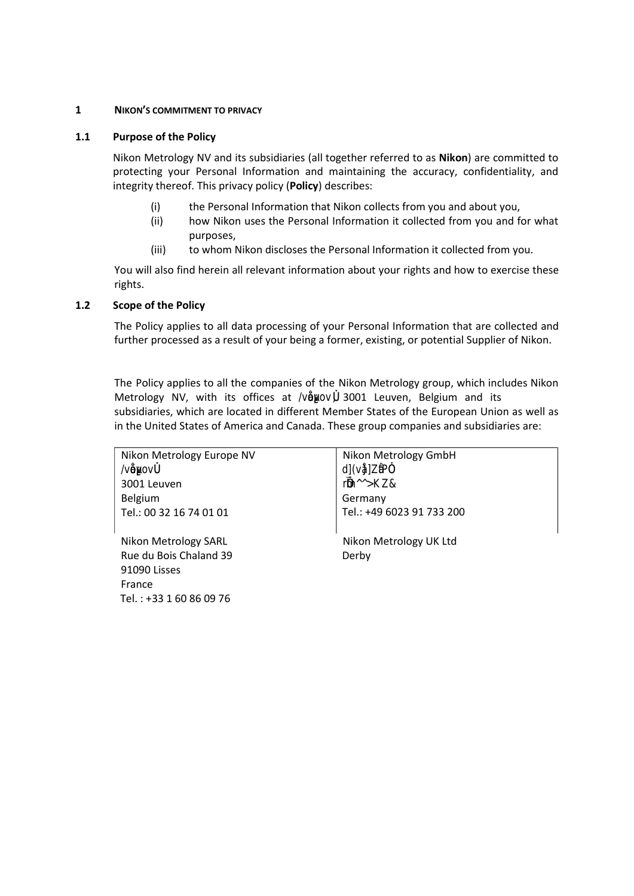## 1 NIKON'S COMMITMENT TO PRIVACY

### 1.1 Purpose of the Policy

Nikon Metrology NV and its subsidiaries (all together referred to as **Nikon**) are committed to protecting your Personal Information and maintaining the accuracy, confidentiality, and integrity thereof. This privacy policy (**Policy**) describes:

- (i) the Personal Information that Nikon collects from you and about you,
- (ii) how Nikon uses the Personal Information it collected from you and for what purposes,
- (iii) to whom Nikon discloses the Personal Information it collected from you.

You will also find herein all relevant information about your rights and how to exercise these rights.

### 1.2 Scope of the Policy

The Policy applies to all data processing of your Personal Information that are collected and further processed as a result of your being a former, existing, or potential Supplier of Nikon.

The Policy applies to all the companies of the Nikon Metrology group, which includes Nikon Metrology NV, with its offices at /vŒ}µovU 3001 Leuven, Belgium and its subsidiaries, which are located in different Member States of the European Union as well as in the United States of America and Canada. These group companies and subsidiaries are:

| | |
|---|---|
| Nikon Metrology Europe NV<br>/vŒ}µovU<br>3001 Leuven<br>Belgium<br>Tel.: 00 32 16 74 01 01 | Nikon Metrology GmbH<br>d](vå]ZŒPÖ<br>rõñ ^^>KZ&<br>Germany<br>Tel.: +49 6023 91 733 200 |
| Nikon Metrology SARL<br>Rue du Bois Chaland 39<br>91090 Lisses<br>France<br>Tel. : +33 1 60 86 09 76 | Nikon Metrology UK Ltd<br>Derby |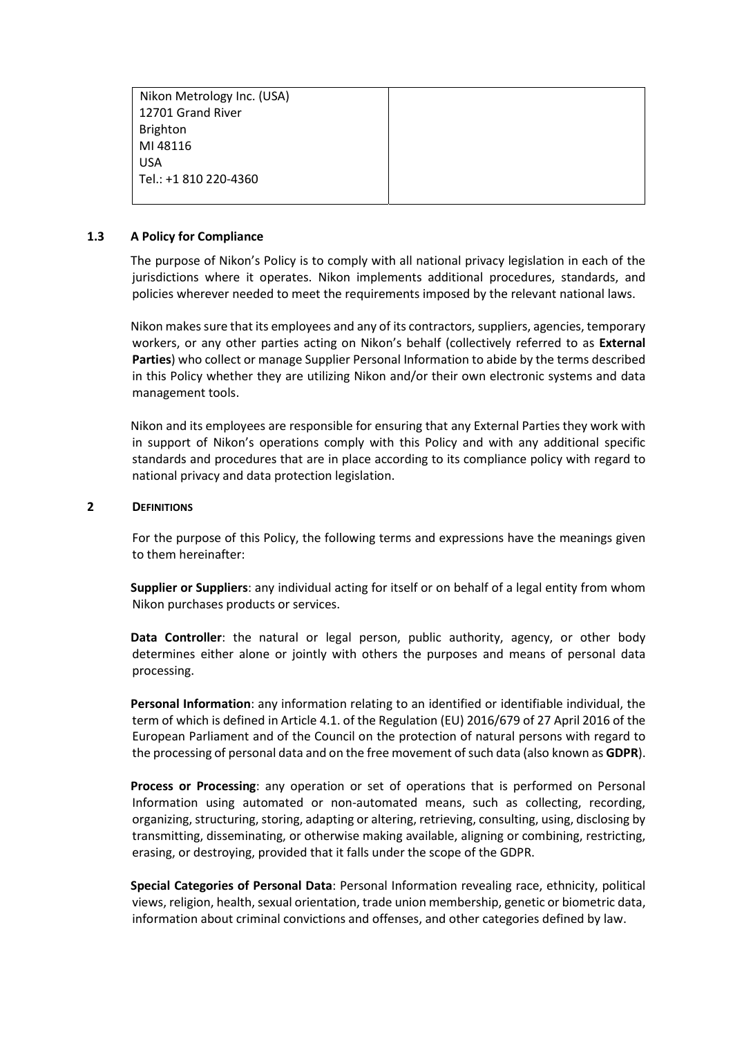| Nikon Metrology Inc. (USA)<br>12701 Grand River<br>Brighton<br>MI 48116<br>USA<br>Tel.: +1 810 220-4360 | |
|---|---|

### 1.3 A Policy for Compliance

The purpose of Nikon's Policy is to comply with all national privacy legislation in each of the jurisdictions where it operates. Nikon implements additional procedures, standards, and policies wherever needed to meet the requirements imposed by the relevant national laws.

Nikon makes sure that its employees and any of its contractors, suppliers, agencies, temporary workers, or any other parties acting on Nikon's behalf (collectively referred to as **External Parties**) who collect or manage Supplier Personal Information to abide by the terms described in this Policy whether they are utilizing Nikon and/or their own electronic systems and data management tools.

Nikon and its employees are responsible for ensuring that any External Parties they work with in support of Nikon's operations comply with this Policy and with any additional specific standards and procedures that are in place according to its compliance policy with regard to national privacy and data protection legislation.

## 2 DEFINITIONS

For the purpose of this Policy, the following terms and expressions have the meanings given to them hereinafter:

**Supplier or Suppliers**: any individual acting for itself or on behalf of a legal entity from whom Nikon purchases products or services.

**Data Controller**: the natural or legal person, public authority, agency, or other body determines either alone or jointly with others the purposes and means of personal data processing.

**Personal Information**: any information relating to an identified or identifiable individual, the term of which is defined in Article 4.1. of the Regulation (EU) 2016/679 of 27 April 2016 of the European Parliament and of the Council on the protection of natural persons with regard to the processing of personal data and on the free movement of such data (also known as **GDPR**).

**Process or Processing**: any operation or set of operations that is performed on Personal Information using automated or non-automated means, such as collecting, recording, organizing, structuring, storing, adapting or altering, retrieving, consulting, using, disclosing by transmitting, disseminating, or otherwise making available, aligning or combining, restricting, erasing, or destroying, provided that it falls under the scope of the GDPR.

**Special Categories of Personal Data**: Personal Information revealing race, ethnicity, political views, religion, health, sexual orientation, trade union membership, genetic or biometric data, information about criminal convictions and offenses, and other categories defined by law.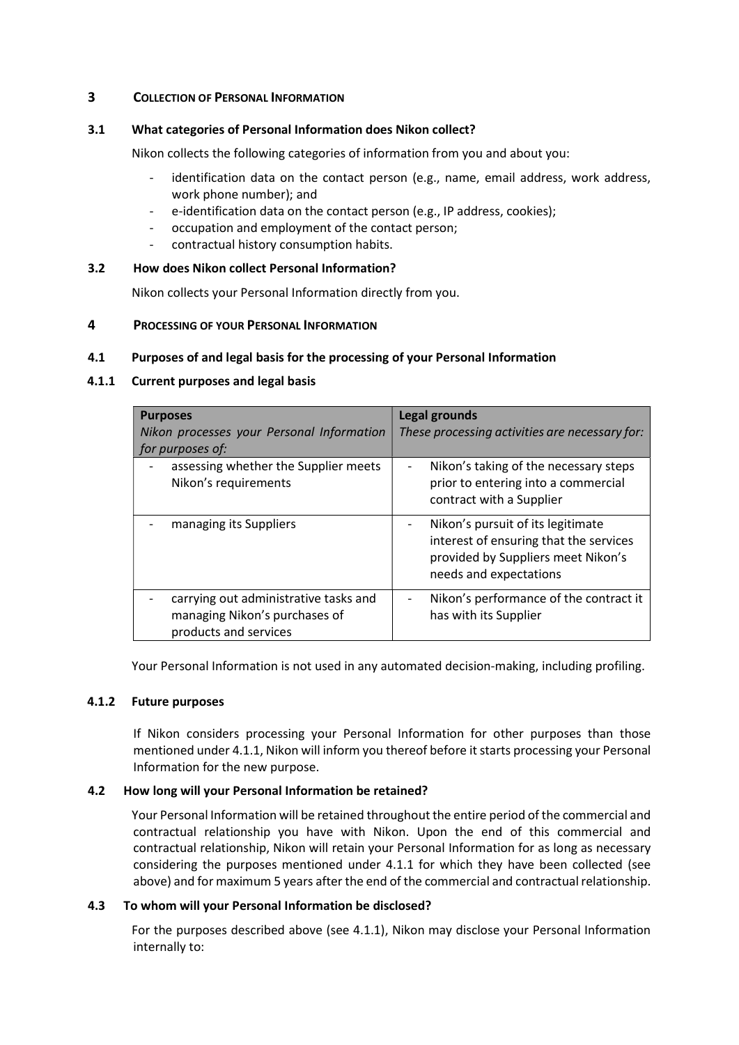## 3 COLLECTION OF PERSONAL INFORMATION

### 3.1 What categories of Personal Information does Nikon collect?

Nikon collects the following categories of information from you and about you:

- identification data on the contact person (e.g., name, email address, work address, work phone number); and
- e-identification data on the contact person (e.g., IP address, cookies);
- occupation and employment of the contact person;
- contractual history consumption habits.

### 3.2 How does Nikon collect Personal Information?

Nikon collects your Personal Information directly from you.

## 4 PROCESSING OF YOUR PERSONAL INFORMATION

### 4.1 Purposes of and legal basis for the processing of your Personal Information

#### 4.1.1 Current purposes and legal basis

| **Purposes** *Nikon processes your Personal Information for purposes of:* | **Legal grounds** *These processing activities are necessary for:* |
|---|---|
| - assessing whether the Supplier meets Nikon's requirements | - Nikon's taking of the necessary steps prior to entering into a commercial contract with a Supplier |
| - managing its Suppliers | - Nikon's pursuit of its legitimate interest of ensuring that the services provided by Suppliers meet Nikon's needs and expectations |
| - carrying out administrative tasks and managing Nikon's purchases of products and services | - Nikon's performance of the contract it has with its Supplier |

Your Personal Information is not used in any automated decision-making, including profiling.

#### 4.1.2 Future purposes

If Nikon considers processing your Personal Information for other purposes than those mentioned under 4.1.1, Nikon will inform you thereof before it starts processing your Personal Information for the new purpose.

### 4.2 How long will your Personal Information be retained?

Your Personal Information will be retained throughout the entire period of the commercial and contractual relationship you have with Nikon. Upon the end of this commercial and contractual relationship, Nikon will retain your Personal Information for as long as necessary considering the purposes mentioned under 4.1.1 for which they have been collected (see above) and for maximum 5 years after the end of the commercial and contractual relationship.

### 4.3 To whom will your Personal Information be disclosed?

For the purposes described above (see 4.1.1), Nikon may disclose your Personal Information internally to: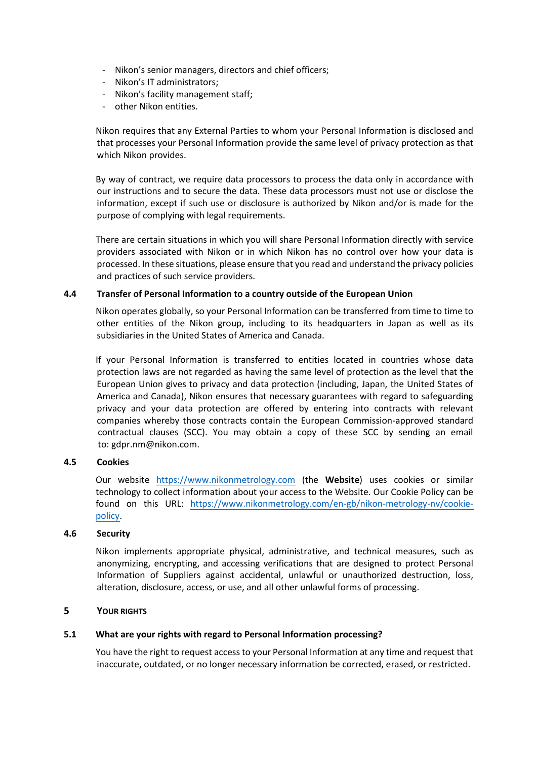- Nikon's senior managers, directors and chief officers;
- Nikon's IT administrators;
- Nikon's facility management staff;
- other Nikon entities.

Nikon requires that any External Parties to whom your Personal Information is disclosed and that processes your Personal Information provide the same level of privacy protection as that which Nikon provides.

By way of contract, we require data processors to process the data only in accordance with our instructions and to secure the data. These data processors must not use or disclose the information, except if such use or disclosure is authorized by Nikon and/or is made for the purpose of complying with legal requirements.

There are certain situations in which you will share Personal Information directly with service providers associated with Nikon or in which Nikon has no control over how your data is processed. In these situations, please ensure that you read and understand the privacy policies and practices of such service providers.

### 4.4 Transfer of Personal Information to a country outside of the European Union

Nikon operates globally, so your Personal Information can be transferred from time to time to other entities of the Nikon group, including to its headquarters in Japan as well as its subsidiaries in the United States of America and Canada.

If your Personal Information is transferred to entities located in countries whose data protection laws are not regarded as having the same level of protection as the level that the European Union gives to privacy and data protection (including, Japan, the United States of America and Canada), Nikon ensures that necessary guarantees with regard to safeguarding privacy and your data protection are offered by entering into contracts with relevant companies whereby those contracts contain the European Commission-approved standard contractual clauses (SCC). You may obtain a copy of these SCC by sending an email to: gdpr.nm@nikon.com.

### 4.5 Cookies

Our website [https://www.nikonmetrology.com](https://www.nikonmetrology.com) (the **Website**) uses cookies or similar technology to collect information about your access to the Website. Our Cookie Policy can be found on this URL: [https://www.nikonmetrology.com/en-gb/nikon-metrology-nv/cookie-policy](https://www.nikonmetrology.com/en-gb/nikon-metrology-nv/cookie-policy).

### 4.6 Security

Nikon implements appropriate physical, administrative, and technical measures, such as anonymizing, encrypting, and accessing verifications that are designed to protect Personal Information of Suppliers against accidental, unlawful or unauthorized destruction, loss, alteration, disclosure, access, or use, and all other unlawful forms of processing.

## 5 YOUR RIGHTS

### 5.1 What are your rights with regard to Personal Information processing?

You have the right to request access to your Personal Information at any time and request that inaccurate, outdated, or no longer necessary information be corrected, erased, or restricted.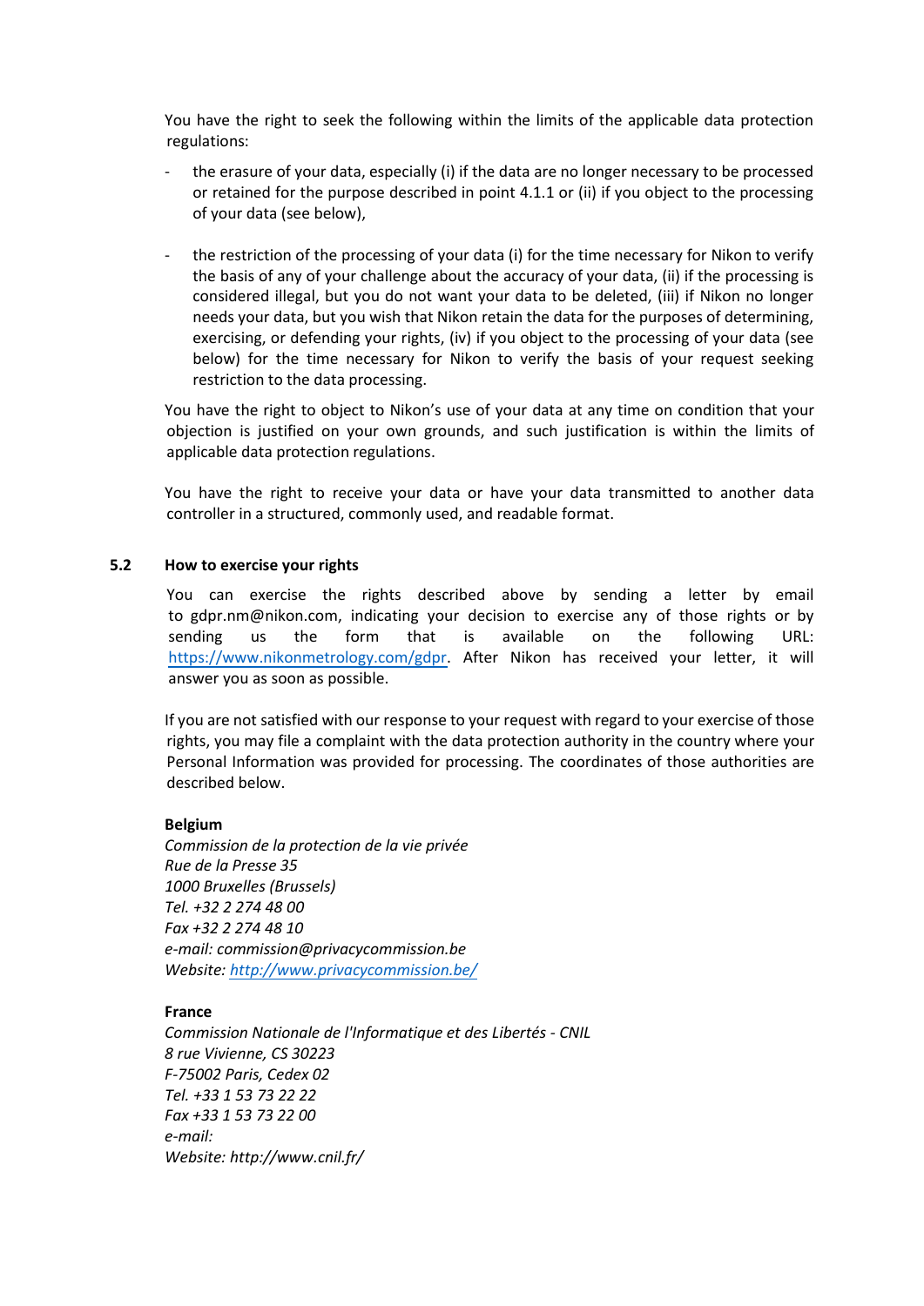You have the right to seek the following within the limits of the applicable data protection regulations:

- the erasure of your data, especially (i) if the data are no longer necessary to be processed or retained for the purpose described in point 4.1.1 or (ii) if you object to the processing of your data (see below),

- the restriction of the processing of your data (i) for the time necessary for Nikon to verify the basis of any of your challenge about the accuracy of your data, (ii) if the processing is considered illegal, but you do not want your data to be deleted, (iii) if Nikon no longer needs your data, but you wish that Nikon retain the data for the purposes of determining, exercising, or defending your rights, (iv) if you object to the processing of your data (see below) for the time necessary for Nikon to verify the basis of your request seeking restriction to the data processing.

You have the right to object to Nikon's use of your data at any time on condition that your objection is justified on your own grounds, and such justification is within the limits of applicable data protection regulations.

You have the right to receive your data or have your data transmitted to another data controller in a structured, commonly used, and readable format.

### 5.2 How to exercise your rights

You can exercise the rights described above by sending a letter by email to gdpr.nm@nikon.com, indicating your decision to exercise any of those rights or by sending us the form that is available on the following URL: https://www.nikonmetrology.com/gdpr. After Nikon has received your letter, it will answer you as soon as possible.

If you are not satisfied with our response to your request with regard to your exercise of those rights, you may file a complaint with the data protection authority in the country where your Personal Information was provided for processing. The coordinates of those authorities are described below.

**Belgium**
*Commission de la protection de la vie privée*
*Rue de la Presse 35*
*1000 Bruxelles (Brussels)*
*Tel. +32 2 274 48 00*
*Fax +32 2 274 48 10*
*e-mail: commission@privacycommission.be*
*Website: http://www.privacycommission.be/*

**France**
*Commission Nationale de l'Informatique et des Libertés - CNIL*
*8 rue Vivienne, CS 30223*
*F-75002 Paris, Cedex 02*
*Tel. +33 1 53 73 22 22*
*Fax +33 1 53 73 22 00*
*e-mail:*
*Website: http://www.cnil.fr/*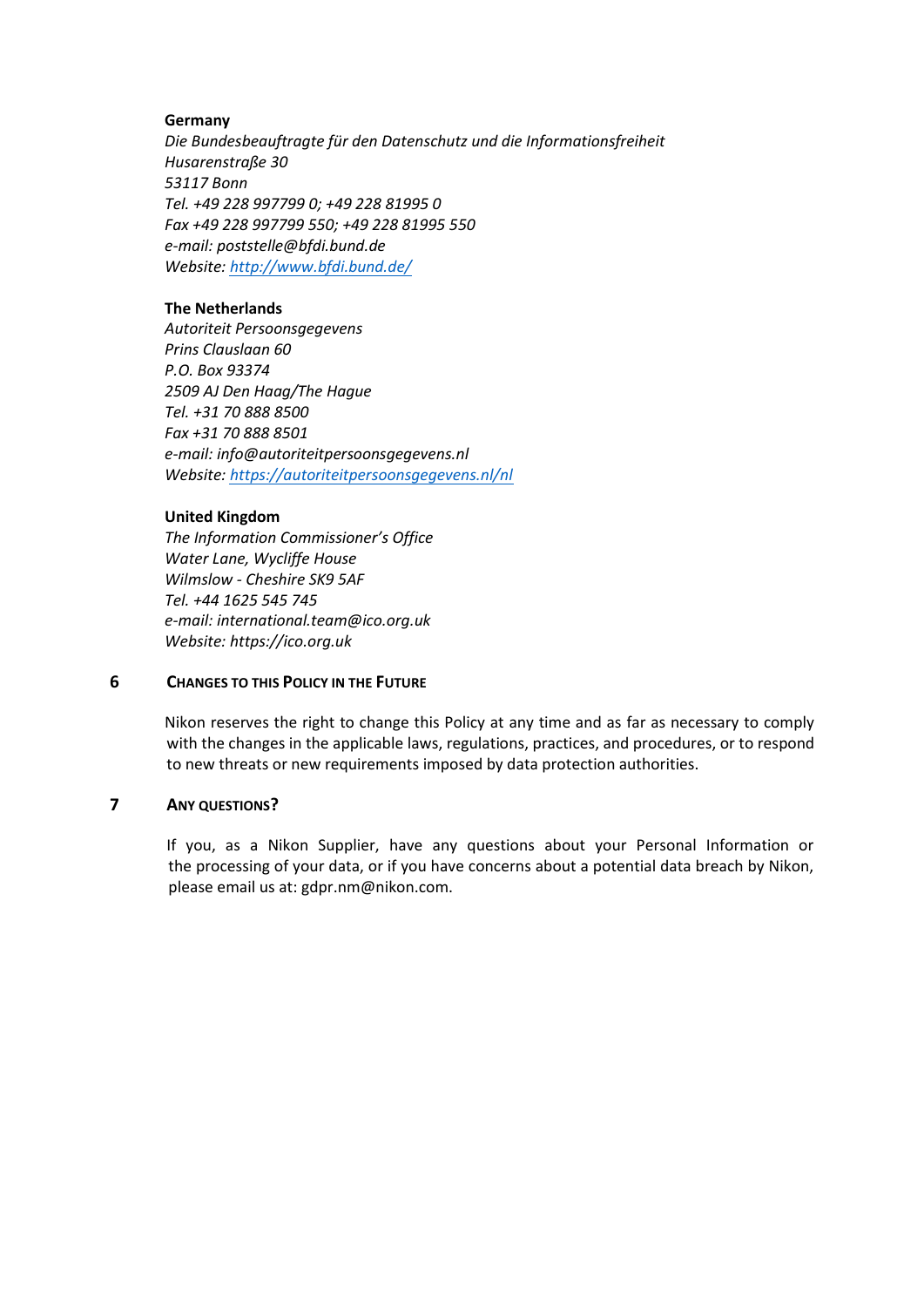**Germany**
*Die Bundesbeauftragte für den Datenschutz und die Informationsfreiheit*
*Husarenstraße 30*
*53117 Bonn*
*Tel. +49 228 997799 0; +49 228 81995 0*
*Fax +49 228 997799 550; +49 228 81995 550*
*e-mail: poststelle@bfdi.bund.de*
*Website: [http://www.bfdi.bund.de/](http://www.bfdi.bund.de/)*

**The Netherlands**
*Autoriteit Persoonsgegevens*
*Prins Clauslaan 60*
*P.O. Box 93374*
*2509 AJ Den Haag/The Hague*
*Tel. +31 70 888 8500*
*Fax +31 70 888 8501*
*e-mail: info@autoriteitpersoonsgegevens.nl*
*Website: [https://autoriteitpersoonsgegevens.nl/nl](https://autoriteitpersoonsgegevens.nl/nl)*

**United Kingdom**
*The Information Commissioner's Office*
*Water Lane, Wycliffe House*
*Wilmslow - Cheshire SK9 5AF*
*Tel. +44 1625 545 745*
*e-mail: international.team@ico.org.uk*
*Website: https://ico.org.uk*

## 6 CHANGES TO THIS POLICY IN THE FUTURE

Nikon reserves the right to change this Policy at any time and as far as necessary to comply with the changes in the applicable laws, regulations, practices, and procedures, or to respond to new threats or new requirements imposed by data protection authorities.

## 7 ANY QUESTIONS?

If you, as a Nikon Supplier, have any questions about your Personal Information or the processing of your data, or if you have concerns about a potential data breach by Nikon, please email us at: gdpr.nm@nikon.com.